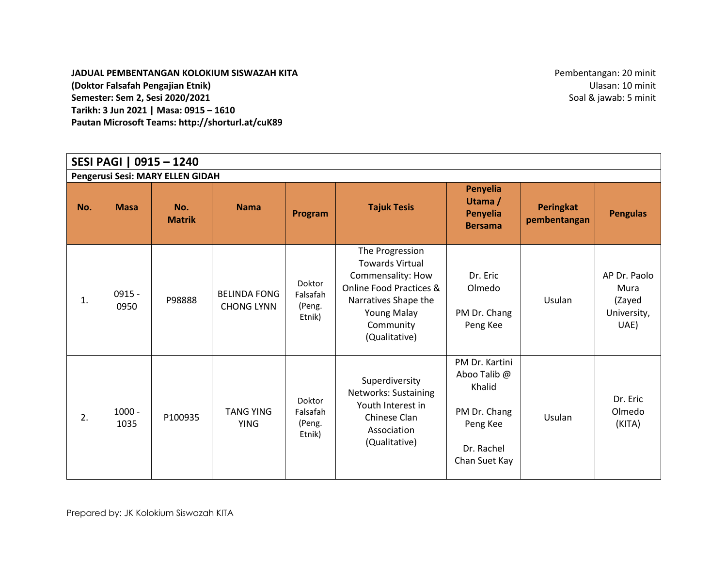**JADUAL PEMBENTANGAN KOLOKIUM SISWAZAH KITA**
**(Doktor Falsafah Pengajian Etnik)**
**Semester: Sem 2, Sesi 2020/2021**
**Tarikh: 3 Jun 2021 | Masa: 0915 – 1610**
**Pautan Microsoft Teams: http://shorturl.at/cuK89**

Pembentangan: 20 minit
Ulasan: 10 minit
Soal & jawab: 5 minit

## SESI PAGI | 0915 – 1240

**Pengerusi Sesi: MARY ELLEN GIDAH**

| No. | Masa | No. Matrik | Nama | Program | Tajuk Tesis | Penyelia Utama / Penyelia Bersama | Peringkat pembentangan | Pengulas |
|---|---|---|---|---|---|---|---|---|
| 1. | 0915 - 0950 | P98888 | BELINDA FONG CHONG LYNN | Doktor Falsafah (Peng. Etnik) | The Progression Towards Virtual Commensality: How Online Food Practices & Narratives Shape the Young Malay Community (Qualitative) | Dr. Eric Olmedo<br><br>PM Dr. Chang Peng Kee | Usulan | AP Dr. Paolo Mura (Zayed University, UAE) |
| 2. | 1000 - 1035 | P100935 | TANG YING YING | Doktor Falsafah (Peng. Etnik) | Superdiversity Networks: Sustaining Youth Interest in Chinese Clan Association (Qualitative) | PM Dr. Kartini Aboo Talib @ Khalid<br><br>PM Dr. Chang Peng Kee<br><br>Dr. Rachel Chan Suet Kay | Usulan | Dr. Eric Olmedo (KITA) |

Prepared by: JK Kolokium Siswazah KITA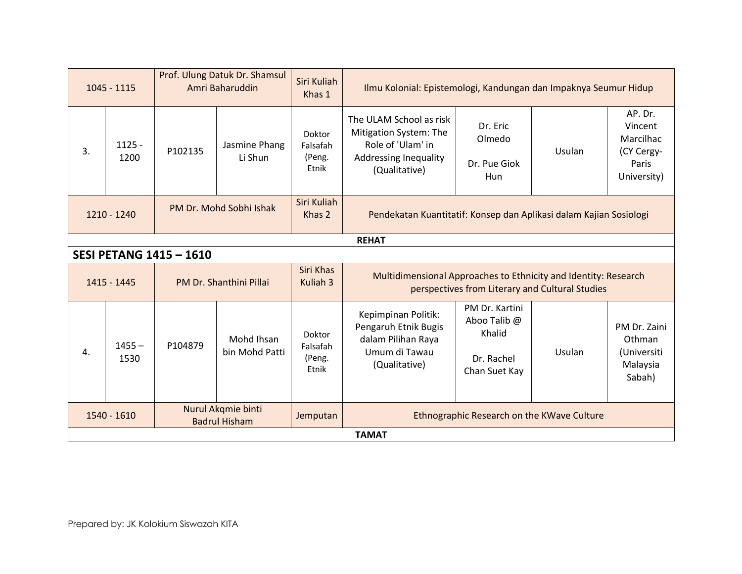| | | | | | | | | |
|---|---|---|---|---|---|---|---|---|
| 1045 - 1115 | | Prof. Ulung Datuk Dr. Shamsul Amri Baharuddin | | Siri Kuliah Khas 1 | Ilmu Kolonial: Epistemologi, Kandungan dan Impaknya Seumur Hidup | | | |
| 3. | 1125 - 1200 | P102135 | Jasmine Phang Li Shun | Doktor Falsafah (Peng. Etnik | The ULAM School as risk Mitigation System: The Role of 'Ulam' in Addressing Inequality (Qualitative) | Dr. Eric Olmedo<br><br>Dr. Pue Giok Hun | Usulan | AP. Dr. Vincent Marcilhac (CY Cergy-Paris University) |
| 1210 - 1240 | | PM Dr. Mohd Sobhi Ishak | | Siri Kuliah Khas 2 | Pendekatan Kuantitatif: Konsep dan Aplikasi dalam Kajian Sosiologi | | | |
| **REHAT** | | | | | | | | |
| **SESI PETANG 1415 – 1610** | | | | | | | | |
| 1415 - 1445 | | PM Dr. Shanthini Pillai | | Siri Khas Kuliah 3 | Multidimensional Approaches to Ethnicity and Identity: Research perspectives from Literary and Cultural Studies | | | |
| 4. | 1455 – 1530 | P104879 | Mohd Ihsan bin Mohd Patti | Doktor Falsafah (Peng. Etnik | Kepimpinan Politik: Pengaruh Etnik Bugis dalam Pilihan Raya Umum di Tawau (Qualitative) | PM Dr. Kartini Aboo Talib @ Khalid<br><br>Dr. Rachel Chan Suet Kay | Usulan | PM Dr. Zaini Othman (Universiti Malaysia Sabah) |
| 1540 - 1610 | | Nurul Akqmie binti Badrul Hisham | | Jemputan | Ethnographic Research on the KWave Culture | | | |
| **TAMAT** | | | | | | | | |

Prepared by: JK Kolokium Siswazah KITA